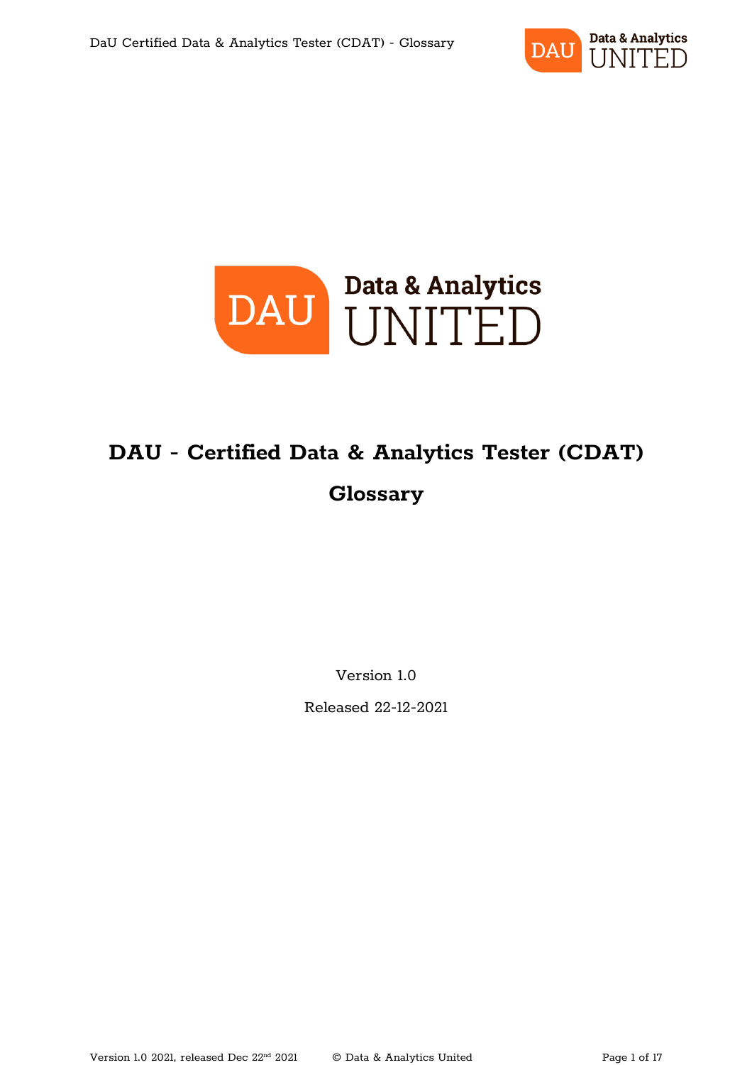Data & Analytics UNITED

# DAU - Certified Data & Analytics Tester (CDAT)

# Glossary

Version 1.0

Released 22-12-2021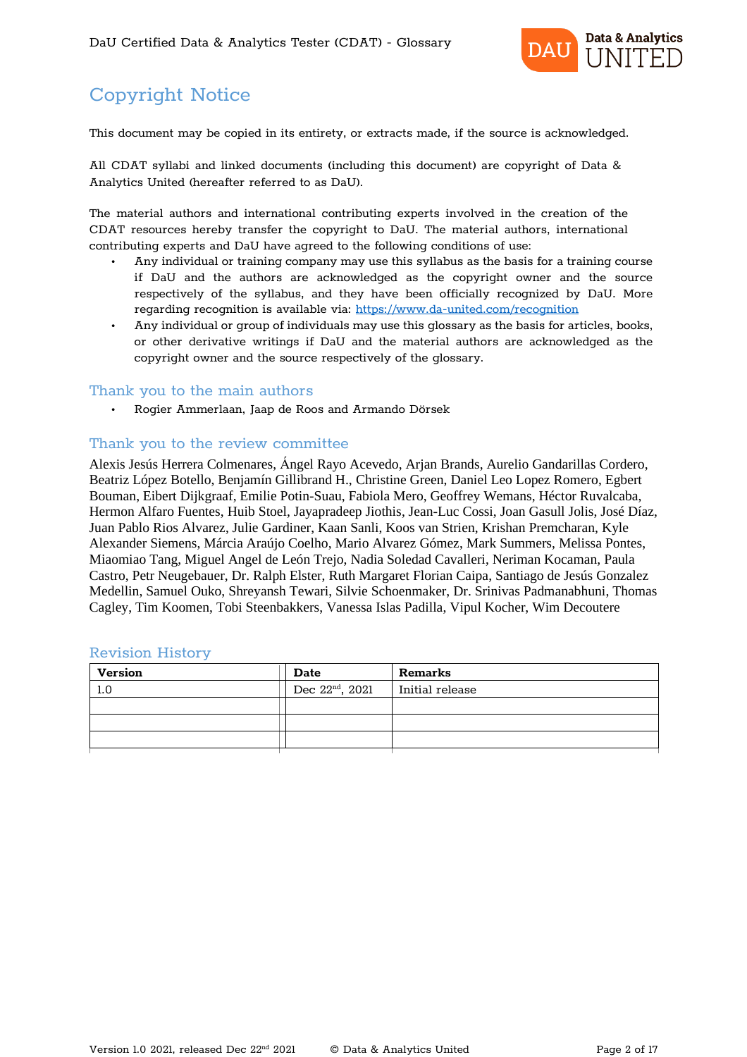# Copyright Notice

This document may be copied in its entirety, or extracts made, if the source is acknowledged.

All CDAT syllabi and linked documents (including this document) are copyright of Data & Analytics United (hereafter referred to as DaU).

The material authors and international contributing experts involved in the creation of the CDAT resources hereby transfer the copyright to DaU. The material authors, international contributing experts and DaU have agreed to the following conditions of use:

- Any individual or training company may use this syllabus as the basis for a training course if DaU and the authors are acknowledged as the copyright owner and the source respectively of the syllabus, and they have been officially recognized by DaU. More regarding recognition is available via: https://www.da-united.com/recognition
- Any individual or group of individuals may use this glossary as the basis for articles, books, or other derivative writings if DaU and the material authors are acknowledged as the copyright owner and the source respectively of the glossary.

## Thank you to the main authors

- Rogier Ammerlaan, Jaap de Roos and Armando Dörsek

## Thank you to the review committee

Alexis Jesús Herrera Colmenares, Ángel Rayo Acevedo, Arjan Brands, Aurelio Gandarillas Cordero, Beatriz López Botello, Benjamín Gillibrand H., Christine Green, Daniel Leo Lopez Romero, Egbert Bouman, Eibert Dijkgraaf, Emilie Potin-Suau, Fabiola Mero, Geoffrey Wemans, Héctor Ruvalcaba, Hermon Alfaro Fuentes, Huib Stoel, Jayapradeep Jiothis, Jean-Luc Cossi, Joan Gasull Jolis, José Díaz, Juan Pablo Rios Alvarez, Julie Gardiner, Kaan Sanli, Koos van Strien, Krishan Premcharan, Kyle Alexander Siemens, Márcia Araújo Coelho, Mario Alvarez Gómez, Mark Summers, Melissa Pontes, Miaomiao Tang, Miguel Angel de León Trejo, Nadia Soledad Cavalleri, Neriman Kocaman, Paula Castro, Petr Neugebauer, Dr. Ralph Elster, Ruth Margaret Florian Caipa, Santiago de Jesús Gonzalez Medellin, Samuel Ouko, Shreyansh Tewari, Silvie Schoenmaker, Dr. Srinivas Padmanabhuni, Thomas Cagley, Tim Koomen, Tobi Steenbakkers, Vanessa Islas Padilla, Vipul Kocher, Wim Decoutere

## Revision History

| Version | Date | Remarks |
|---|---|---|
| 1.0 | Dec 22nd, 2021 | Initial release |
| | | |
| | | |
| | | |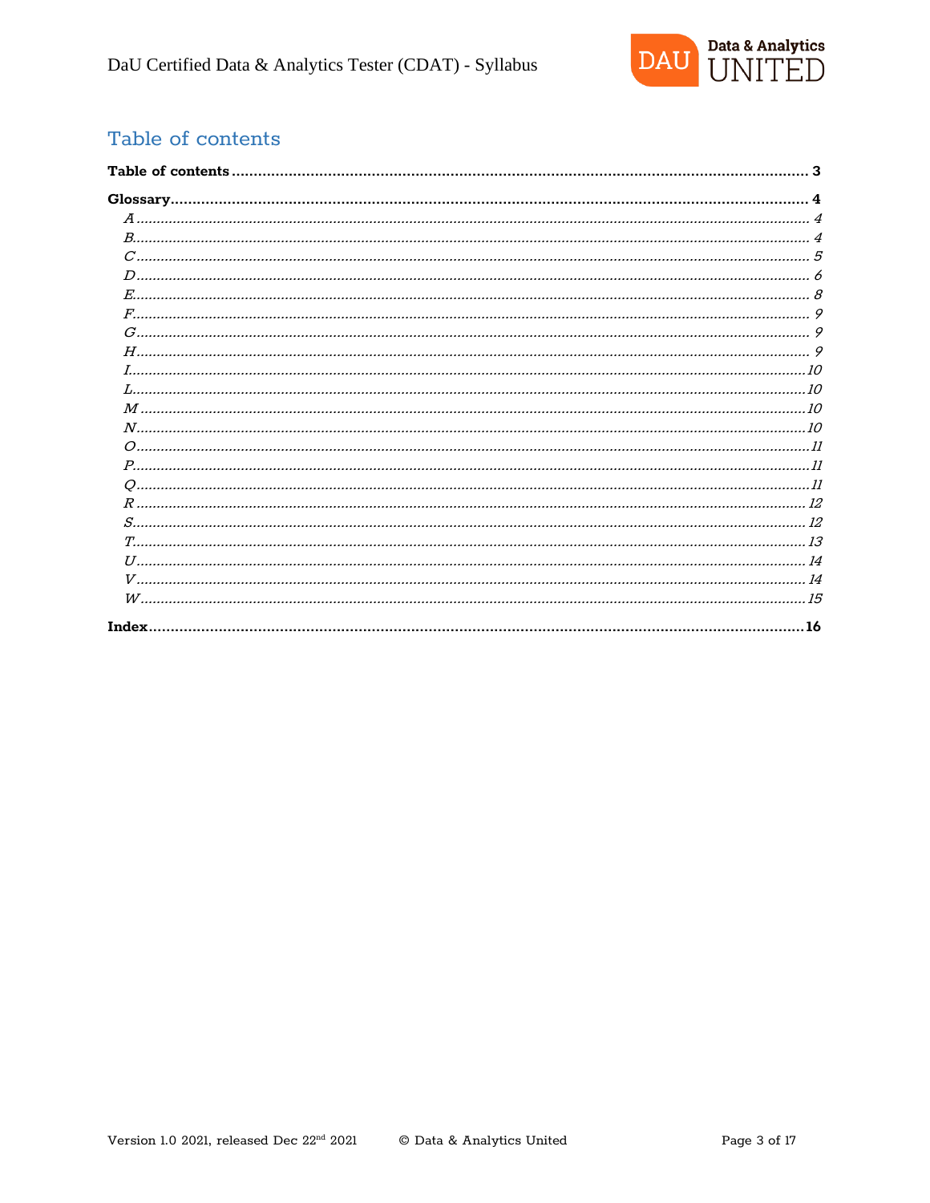## Table of contents

**Table of contents** ........................................................ **3**

**Glossary** ........................................................ **4**

- *A* ........................................................ *4*
- *B* ........................................................ *4*
- *C* ........................................................ *5*
- *D* ........................................................ *6*
- *E* ........................................................ *8*
- *F* ........................................................ *9*
- *G* ........................................................ *9*
- *H* ........................................................ *9*
- *I* ........................................................ *10*
- *L* ........................................................ *10*
- *M* ........................................................ *10*
- *N* ........................................................ *10*
- *O* ........................................................ *11*
- *P* ........................................................ *11*
- *Q* ........................................................ *11*
- *R* ........................................................ *12*
- *S* ........................................................ *12*
- *T* ........................................................ *13*
- *U* ........................................................ *14*
- *V* ........................................................ *14*
- *W* ........................................................ *15*

**Index** ........................................................ **16**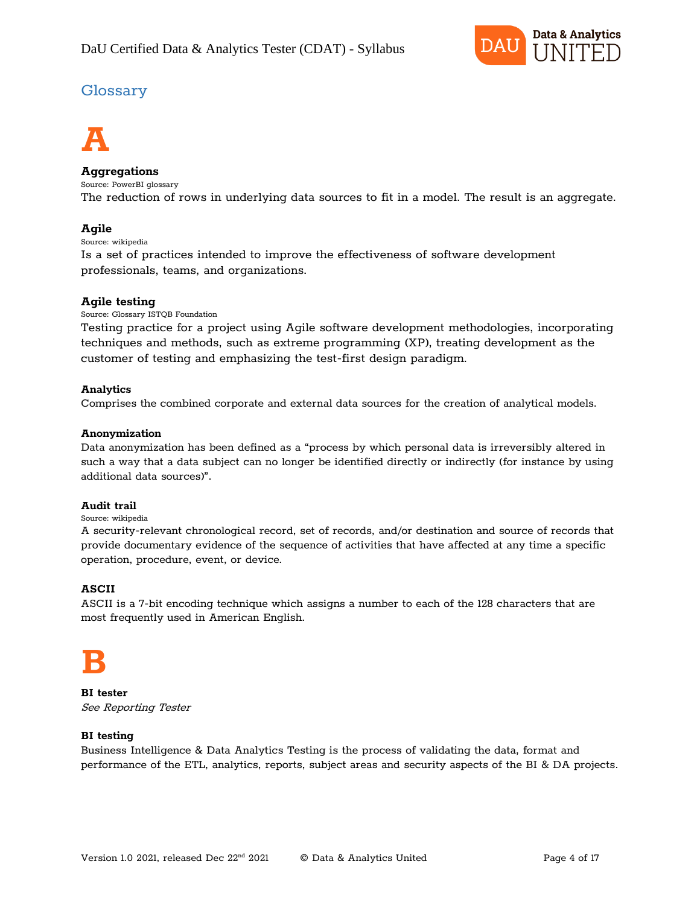## Glossary

# A

**Aggregations**
Source: PowerBI glossary
The reduction of rows in underlying data sources to fit in a model. The result is an aggregate.

**Agile**
Source: wikipedia
Is a set of practices intended to improve the effectiveness of software development professionals, teams, and organizations.

**Agile testing**
Source: Glossary ISTQB Foundation
Testing practice for a project using Agile software development methodologies, incorporating techniques and methods, such as extreme programming (XP), treating development as the customer of testing and emphasizing the test-first design paradigm.

**Analytics**
Comprises the combined corporate and external data sources for the creation of analytical models.

**Anonymization**
Data anonymization has been defined as a "process by which personal data is irreversibly altered in such a way that a data subject can no longer be identified directly or indirectly (for instance by using additional data sources)".

**Audit trail**
Source: wikipedia
A security-relevant chronological record, set of records, and/or destination and source of records that provide documentary evidence of the sequence of activities that have affected at any time a specific operation, procedure, event, or device.

**ASCII**
ASCII is a 7-bit encoding technique which assigns a number to each of the 128 characters that are most frequently used in American English.

# B

**BI tester**
*See Reporting Tester*

**BI testing**
Business Intelligence & Data Analytics Testing is the process of validating the data, format and performance of the ETL, analytics, reports, subject areas and security aspects of the BI & DA projects.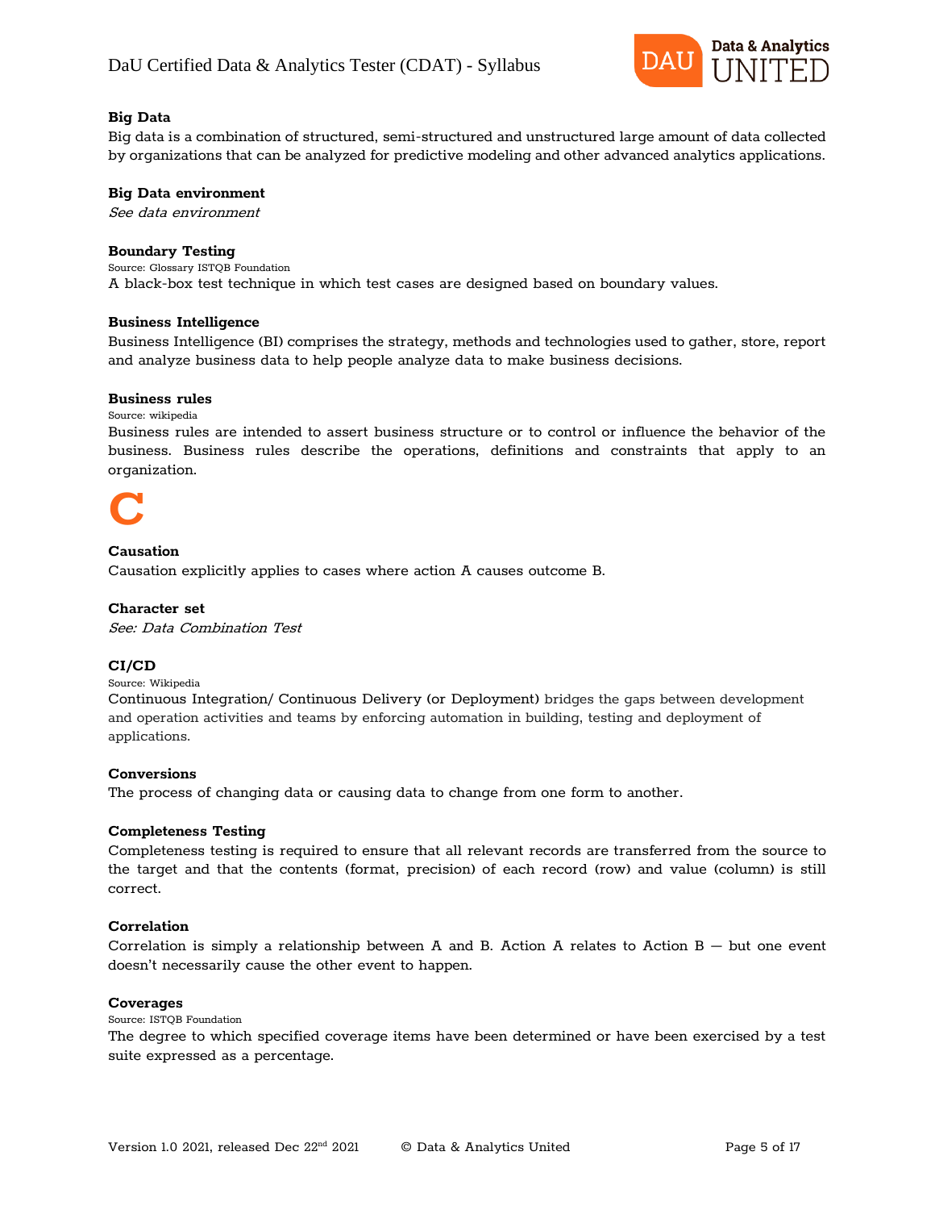**Big Data**

Big data is a combination of structured, semi-structured and unstructured large amount of data collected by organizations that can be analyzed for predictive modeling and other advanced analytics applications.

**Big Data environment**

*See data environment*

**Boundary Testing**

Source: Glossary ISTQB Foundation

A black-box test technique in which test cases are designed based on boundary values.

**Business Intelligence**

Business Intelligence (BI) comprises the strategy, methods and technologies used to gather, store, report and analyze business data to help people analyze data to make business decisions.

**Business rules**

Source: wikipedia

Business rules are intended to assert business structure or to control or influence the behavior of the business. Business rules describe the operations, definitions and constraints that apply to an organization.

# C

**Causation**

Causation explicitly applies to cases where action A causes outcome B.

**Character set**

*See: Data Combination Test*

**CI/CD**

Source: Wikipedia

Continuous Integration/ Continuous Delivery (or Deployment) bridges the gaps between development and operation activities and teams by enforcing automation in building, testing and deployment of applications.

**Conversions**

The process of changing data or causing data to change from one form to another.

**Completeness Testing**

Completeness testing is required to ensure that all relevant records are transferred from the source to the target and that the contents (format, precision) of each record (row) and value (column) is still correct.

**Correlation**

Correlation is simply a relationship between A and B. Action A relates to Action B — but one event doesn't necessarily cause the other event to happen.

**Coverages**

Source: ISTQB Foundation

The degree to which specified coverage items have been determined or have been exercised by a test suite expressed as a percentage.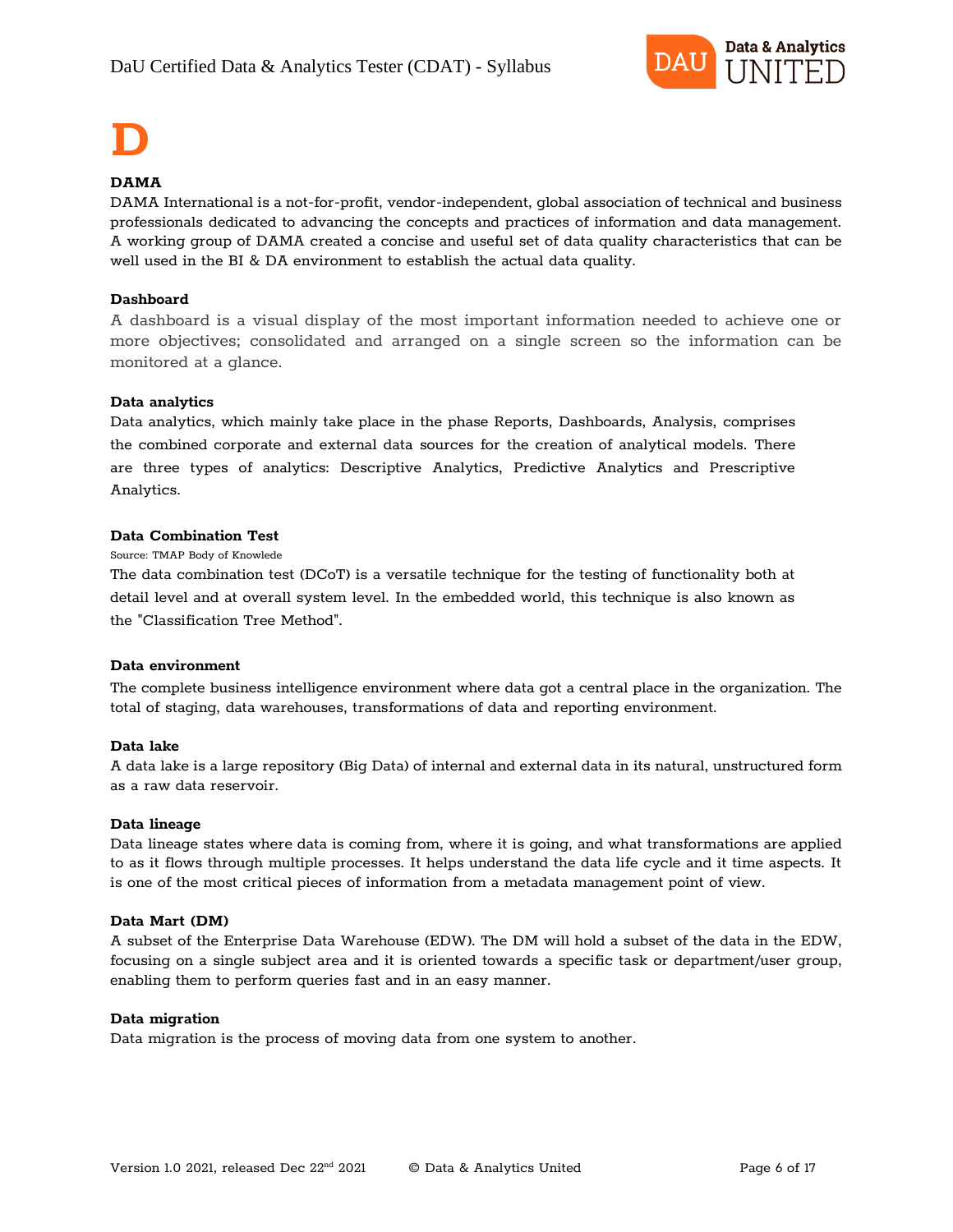# D

**DAMA**

DAMA International is a not-for-profit, vendor-independent, global association of technical and business professionals dedicated to advancing the concepts and practices of information and data management. A working group of DAMA created a concise and useful set of data quality characteristics that can be well used in the BI & DA environment to establish the actual data quality.

**Dashboard**

A dashboard is a visual display of the most important information needed to achieve one or more objectives; consolidated and arranged on a single screen so the information can be monitored at a glance.

**Data analytics**

Data analytics, which mainly take place in the phase Reports, Dashboards, Analysis, comprises the combined corporate and external data sources for the creation of analytical models. There are three types of analytics: Descriptive Analytics, Predictive Analytics and Prescriptive Analytics.

**Data Combination Test**

Source: TMAP Body of Knowlede

The data combination test (DCoT) is a versatile technique for the testing of functionality both at detail level and at overall system level. In the embedded world, this technique is also known as the "Classification Tree Method".

**Data environment**

The complete business intelligence environment where data got a central place in the organization. The total of staging, data warehouses, transformations of data and reporting environment.

**Data lake**

A data lake is a large repository (Big Data) of internal and external data in its natural, unstructured form as a raw data reservoir.

**Data lineage**

Data lineage states where data is coming from, where it is going, and what transformations are applied to as it flows through multiple processes. It helps understand the data life cycle and it time aspects. It is one of the most critical pieces of information from a metadata management point of view.

**Data Mart (DM)**

A subset of the Enterprise Data Warehouse (EDW). The DM will hold a subset of the data in the EDW, focusing on a single subject area and it is oriented towards a specific task or department/user group, enabling them to perform queries fast and in an easy manner.

**Data migration**

Data migration is the process of moving data from one system to another.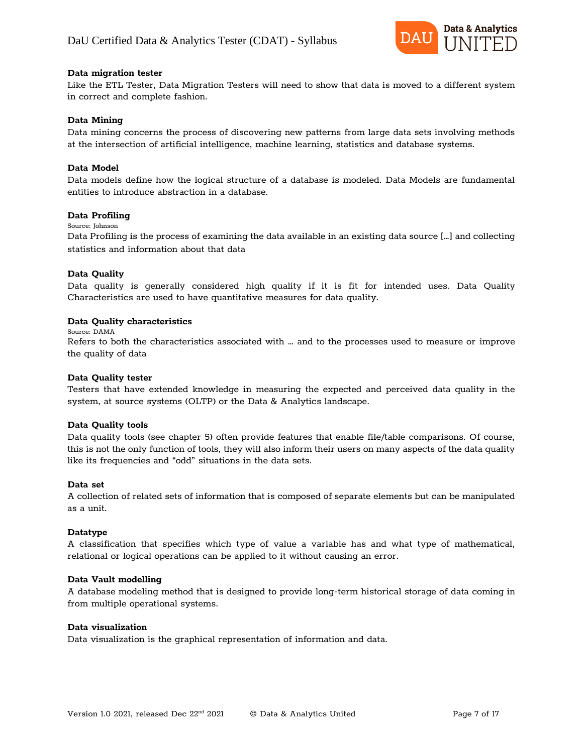**Data migration tester**

Like the ETL Tester, Data Migration Testers will need to show that data is moved to a different system in correct and complete fashion.

**Data Mining**

Data mining concerns the process of discovering new patterns from large data sets involving methods at the intersection of artificial intelligence, machine learning, statistics and database systems.

**Data Model**

Data models define how the logical structure of a database is modeled. Data Models are fundamental entities to introduce abstraction in a database.

**Data Profiling**

Source: Johnson

Data Profiling is the process of examining the data available in an existing data source [...] and collecting statistics and information about that data

**Data Quality**

Data quality is generally considered high quality if it is fit for intended uses. Data Quality Characteristics are used to have quantitative measures for data quality.

**Data Quality characteristics**

Source: DAMA

Refers to both the characteristics associated with ... and to the processes used to measure or improve the quality of data

**Data Quality tester**

Testers that have extended knowledge in measuring the expected and perceived data quality in the system, at source systems (OLTP) or the Data & Analytics landscape.

**Data Quality tools**

Data quality tools (see chapter 5) often provide features that enable file/table comparisons. Of course, this is not the only function of tools, they will also inform their users on many aspects of the data quality like its frequencies and “odd” situations in the data sets.

**Data set**

A collection of related sets of information that is composed of separate elements but can be manipulated as a unit.

**Datatype**

A classification that specifies which type of value a variable has and what type of mathematical, relational or logical operations can be applied to it without causing an error.

**Data Vault modelling**

A database modeling method that is designed to provide long-term historical storage of data coming in from multiple operational systems.

**Data visualization**

Data visualization is the graphical representation of information and data.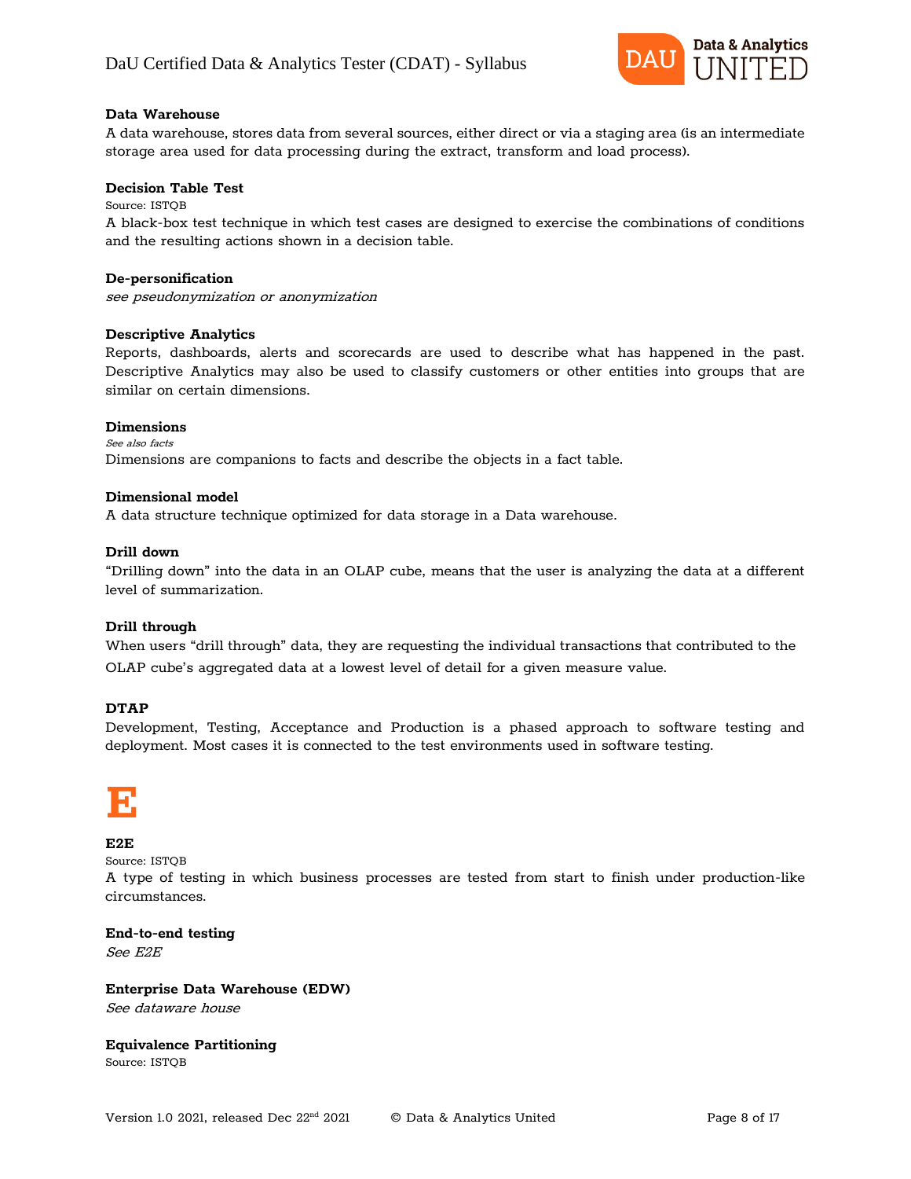**Data Warehouse**

A data warehouse, stores data from several sources, either direct or via a staging area (is an intermediate storage area used for data processing during the extract, transform and load process).

**Decision Table Test**

Source: ISTQB

A black-box test technique in which test cases are designed to exercise the combinations of conditions and the resulting actions shown in a decision table.

**De-personification**

*see pseudonymization or anonymization*

**Descriptive Analytics**

Reports, dashboards, alerts and scorecards are used to describe what has happened in the past. Descriptive Analytics may also be used to classify customers or other entities into groups that are similar on certain dimensions.

**Dimensions**

*See also facts*

Dimensions are companions to facts and describe the objects in a fact table.

**Dimensional model**

A data structure technique optimized for data storage in a Data warehouse.

**Drill down**

"Drilling down" into the data in an OLAP cube, means that the user is analyzing the data at a different level of summarization.

**Drill through**

When users "drill through" data, they are requesting the individual transactions that contributed to the OLAP cube's aggregated data at a lowest level of detail for a given measure value.

**DTAP**

Development, Testing, Acceptance and Production is a phased approach to software testing and deployment. Most cases it is connected to the test environments used in software testing.

# E

**E2E**

Source: ISTQB

A type of testing in which business processes are tested from start to finish under production-like circumstances.

**End-to-end testing**

*See E2E*

**Enterprise Data Warehouse (EDW)**

*See dataware house*

**Equivalence Partitioning**

Source: ISTQB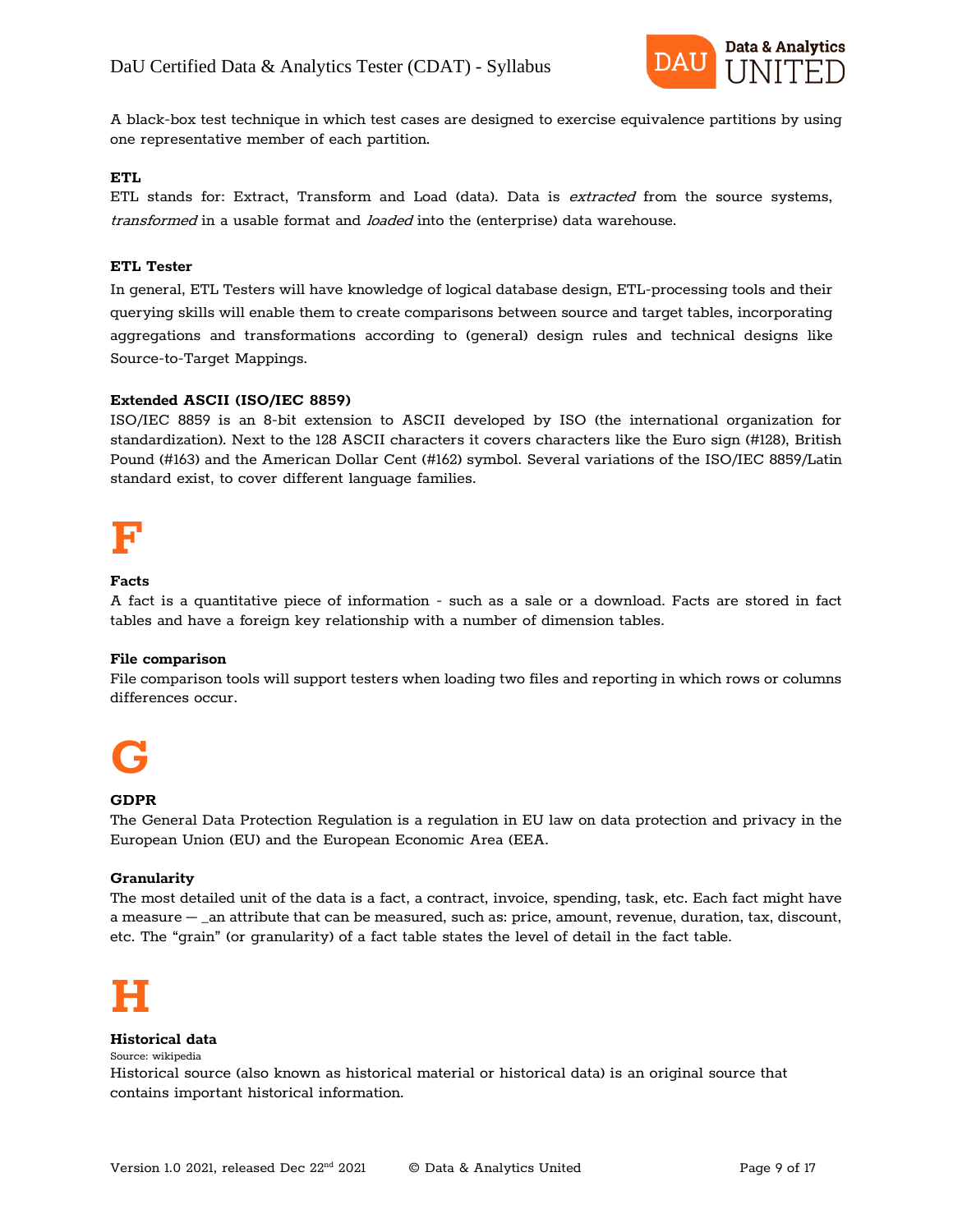A black-box test technique in which test cases are designed to exercise equivalence partitions by using one representative member of each partition.

**ETL**

ETL stands for: Extract, Transform and Load (data). Data is *extracted* from the source systems, *transformed* in a usable format and *loaded* into the (enterprise) data warehouse.

**ETL Tester**

In general, ETL Testers will have knowledge of logical database design, ETL-processing tools and their querying skills will enable them to create comparisons between source and target tables, incorporating aggregations and transformations according to (general) design rules and technical designs like Source-to-Target Mappings.

**Extended ASCII (ISO/IEC 8859)**

ISO/IEC 8859 is an 8-bit extension to ASCII developed by ISO (the international organization for standardization). Next to the 128 ASCII characters it covers characters like the Euro sign (#128), British Pound (#163) and the American Dollar Cent (#162) symbol. Several variations of the ISO/IEC 8859/Latin standard exist, to cover different language families.

# F

**Facts**

A fact is a quantitative piece of information - such as a sale or a download. Facts are stored in fact tables and have a foreign key relationship with a number of dimension tables.

**File comparison**

File comparison tools will support testers when loading two files and reporting in which rows or columns differences occur.

# G

**GDPR**

The General Data Protection Regulation is a regulation in EU law on data protection and privacy in the European Union (EU) and the European Economic Area (EEA.

**Granularity**

The most detailed unit of the data is a fact, a contract, invoice, spending, task, etc. Each fact might have a measure — _an attribute that can be measured, such as: price, amount, revenue, duration, tax, discount, etc. The "grain" (or granularity) of a fact table states the level of detail in the fact table.

# H

**Historical data**

Source: wikipedia

Historical source (also known as historical material or historical data) is an original source that contains important historical information.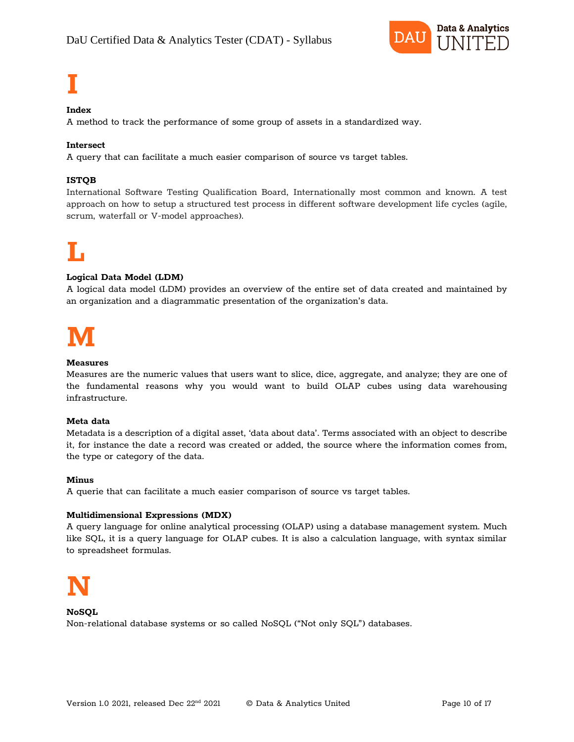# I

**Index**
A method to track the performance of some group of assets in a standardized way.

**Intersect**
A query that can facilitate a much easier comparison of source vs target tables.

**ISTQB**
International Software Testing Qualification Board, Internationally most common and known. A test approach on how to setup a structured test process in different software development life cycles (agile, scrum, waterfall or V-model approaches).

# L

**Logical Data Model (LDM)**
A logical data model (LDM) provides an overview of the entire set of data created and maintained by an organization and a diagrammatic presentation of the organization's data.

# M

**Measures**
Measures are the numeric values that users want to slice, dice, aggregate, and analyze; they are one of the fundamental reasons why you would want to build OLAP cubes using data warehousing infrastructure.

**Meta data**
Metadata is a description of a digital asset, 'data about data'. Terms associated with an object to describe it, for instance the date a record was created or added, the source where the information comes from, the type or category of the data.

**Minus**
A querie that can facilitate a much easier comparison of source vs target tables.

**Multidimensional Expressions (MDX)**
A query language for online analytical processing (OLAP) using a database management system. Much like SQL, it is a query language for OLAP cubes. It is also a calculation language, with syntax similar to spreadsheet formulas.

# N

**NoSQL**
Non-relational database systems or so called NoSQL ("Not only SQL") databases.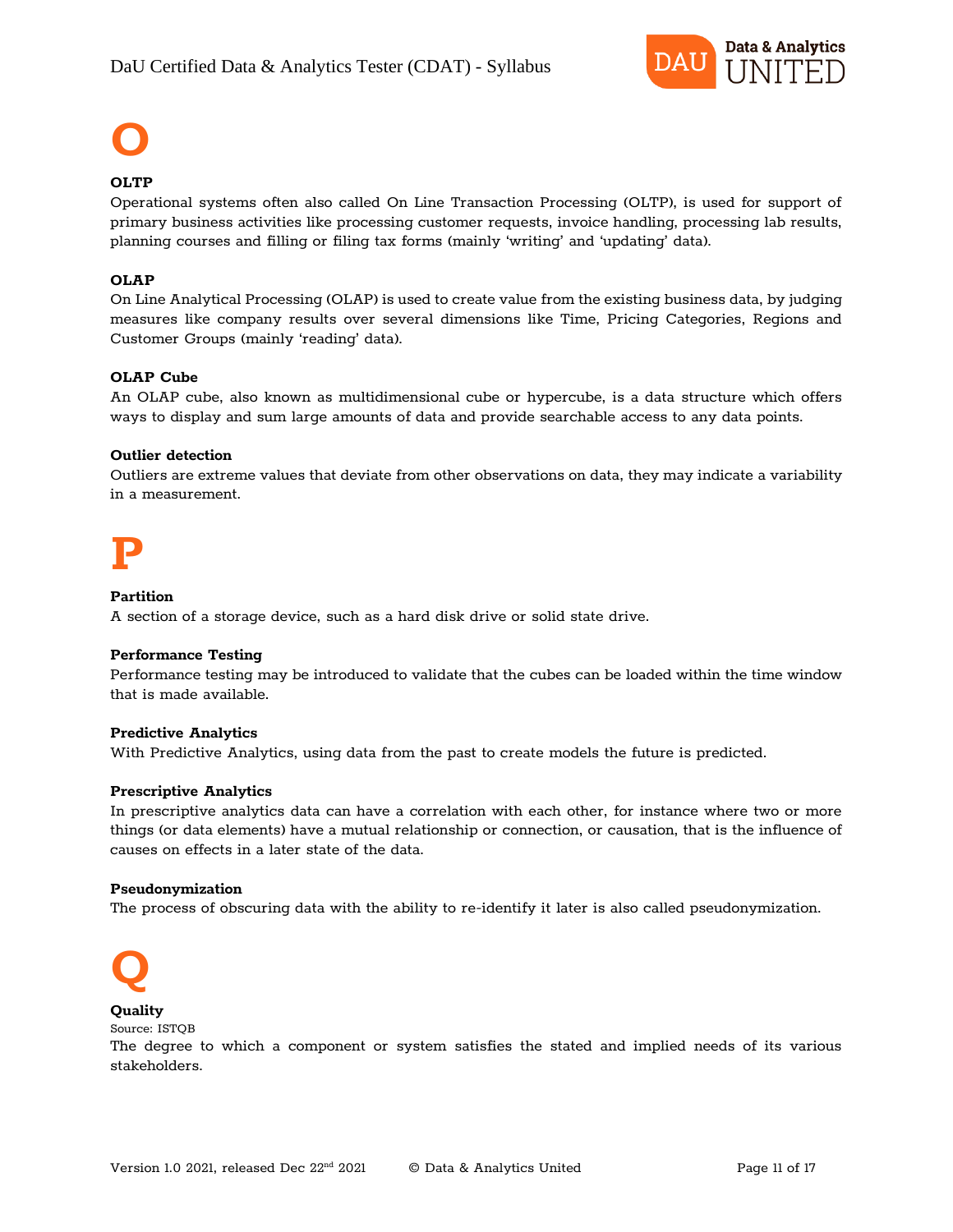# O

### OLTP

Operational systems often also called On Line Transaction Processing (OLTP), is used for support of primary business activities like processing customer requests, invoice handling, processing lab results, planning courses and filling or filing tax forms (mainly 'writing' and 'updating' data).

### OLAP

On Line Analytical Processing (OLAP) is used to create value from the existing business data, by judging measures like company results over several dimensions like Time, Pricing Categories, Regions and Customer Groups (mainly 'reading' data).

### OLAP Cube

An OLAP cube, also known as multidimensional cube or hypercube, is a data structure which offers ways to display and sum large amounts of data and provide searchable access to any data points.

### Outlier detection

Outliers are extreme values that deviate from other observations on data, they may indicate a variability in a measurement.

# P

### Partition

A section of a storage device, such as a hard disk drive or solid state drive.

### Performance Testing

Performance testing may be introduced to validate that the cubes can be loaded within the time window that is made available.

### Predictive Analytics

With Predictive Analytics, using data from the past to create models the future is predicted.

### Prescriptive Analytics

In prescriptive analytics data can have a correlation with each other, for instance where two or more things (or data elements) have a mutual relationship or connection, or causation, that is the influence of causes on effects in a later state of the data.

### Pseudonymization

The process of obscuring data with the ability to re-identify it later is also called pseudonymization.

# Q

### Quality

Source: ISTQB

The degree to which a component or system satisfies the stated and implied needs of its various stakeholders.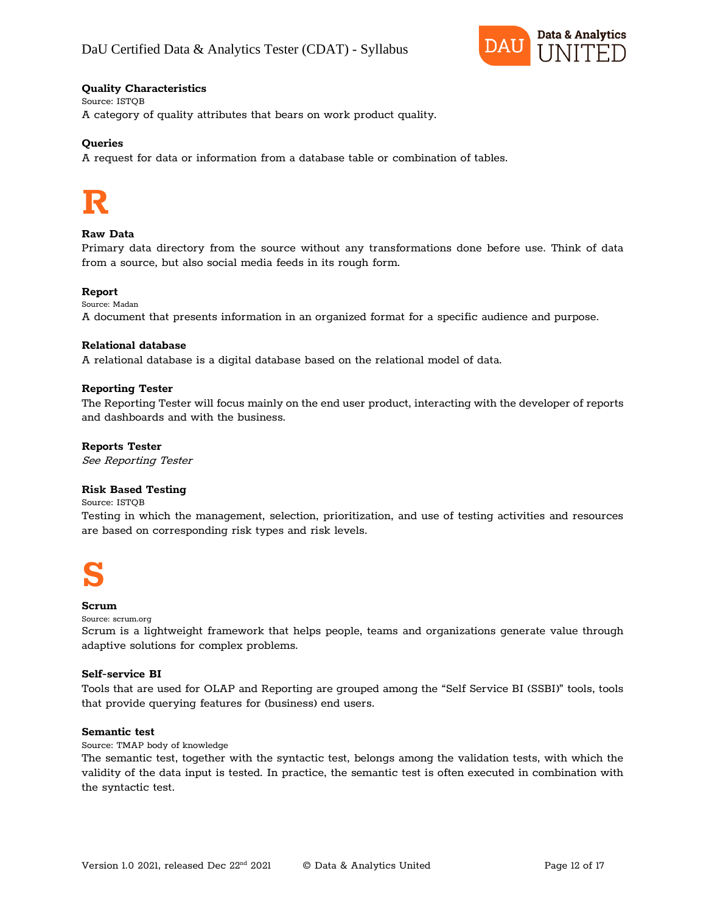**Quality Characteristics**
Source: ISTQB
A category of quality attributes that bears on work product quality.

**Queries**
A request for data or information from a database table or combination of tables.

# R

**Raw Data**
Primary data directory from the source without any transformations done before use. Think of data from a source, but also social media feeds in its rough form.

**Report**
Source: Madan
A document that presents information in an organized format for a specific audience and purpose.

**Relational database**
A relational database is a digital database based on the relational model of data.

**Reporting Tester**
The Reporting Tester will focus mainly on the end user product, interacting with the developer of reports and dashboards and with the business.

**Reports Tester**
*See Reporting Tester*

**Risk Based Testing**
Source: ISTQB
Testing in which the management, selection, prioritization, and use of testing activities and resources are based on corresponding risk types and risk levels.

# S

**Scrum**
Source: scrum.org
Scrum is a lightweight framework that helps people, teams and organizations generate value through adaptive solutions for complex problems.

**Self-service BI**
Tools that are used for OLAP and Reporting are grouped among the "Self Service BI (SSBI)" tools, tools that provide querying features for (business) end users.

**Semantic test**
Source: TMAP body of knowledge
The semantic test, together with the syntactic test, belongs among the validation tests, with which the validity of the data input is tested. In practice, the semantic test is often executed in combination with the syntactic test.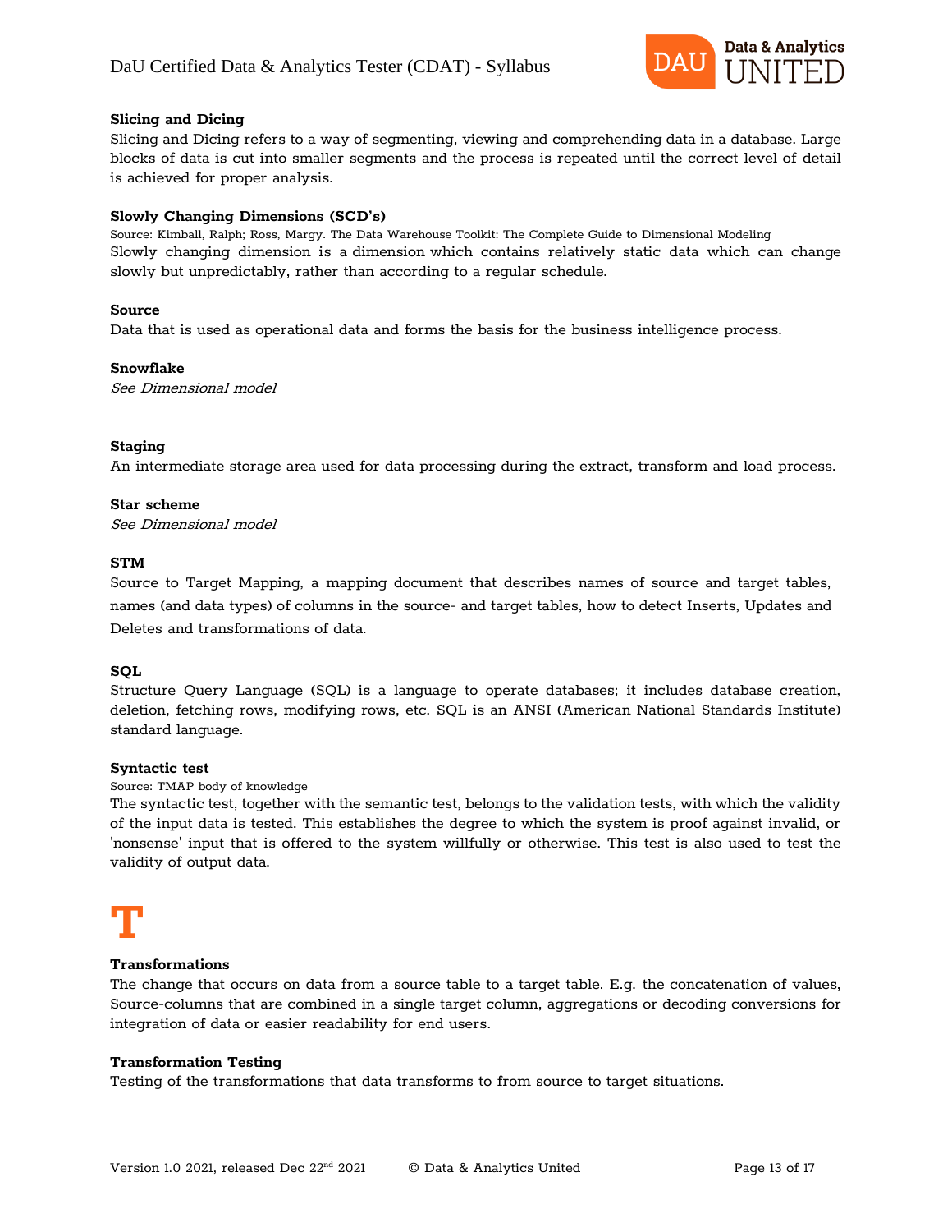**Slicing and Dicing**

Slicing and Dicing refers to a way of segmenting, viewing and comprehending data in a database. Large blocks of data is cut into smaller segments and the process is repeated until the correct level of detail is achieved for proper analysis.

**Slowly Changing Dimensions (SCD's)**

Source: Kimball, Ralph; Ross, Margy. The Data Warehouse Toolkit: The Complete Guide to Dimensional Modeling

Slowly changing dimension is a dimension which contains relatively static data which can change slowly but unpredictably, rather than according to a regular schedule.

**Source**

Data that is used as operational data and forms the basis for the business intelligence process.

**Snowflake**

*See Dimensional model*

**Staging**

An intermediate storage area used for data processing during the extract, transform and load process.

**Star scheme**

*See Dimensional model*

**STM**

Source to Target Mapping, a mapping document that describes names of source and target tables, names (and data types) of columns in the source- and target tables, how to detect Inserts, Updates and Deletes and transformations of data.

**SQL**

Structure Query Language (SQL) is a language to operate databases; it includes database creation, deletion, fetching rows, modifying rows, etc. SQL is an ANSI (American National Standards Institute) standard language.

**Syntactic test**

Source: TMAP body of knowledge

The syntactic test, together with the semantic test, belongs to the validation tests, with which the validity of the input data is tested. This establishes the degree to which the system is proof against invalid, or 'nonsense' input that is offered to the system willfully or otherwise. This test is also used to test the validity of output data.

# T

**Transformations**

The change that occurs on data from a source table to a target table. E.g. the concatenation of values, Source-columns that are combined in a single target column, aggregations or decoding conversions for integration of data or easier readability for end users.

**Transformation Testing**

Testing of the transformations that data transforms to from source to target situations.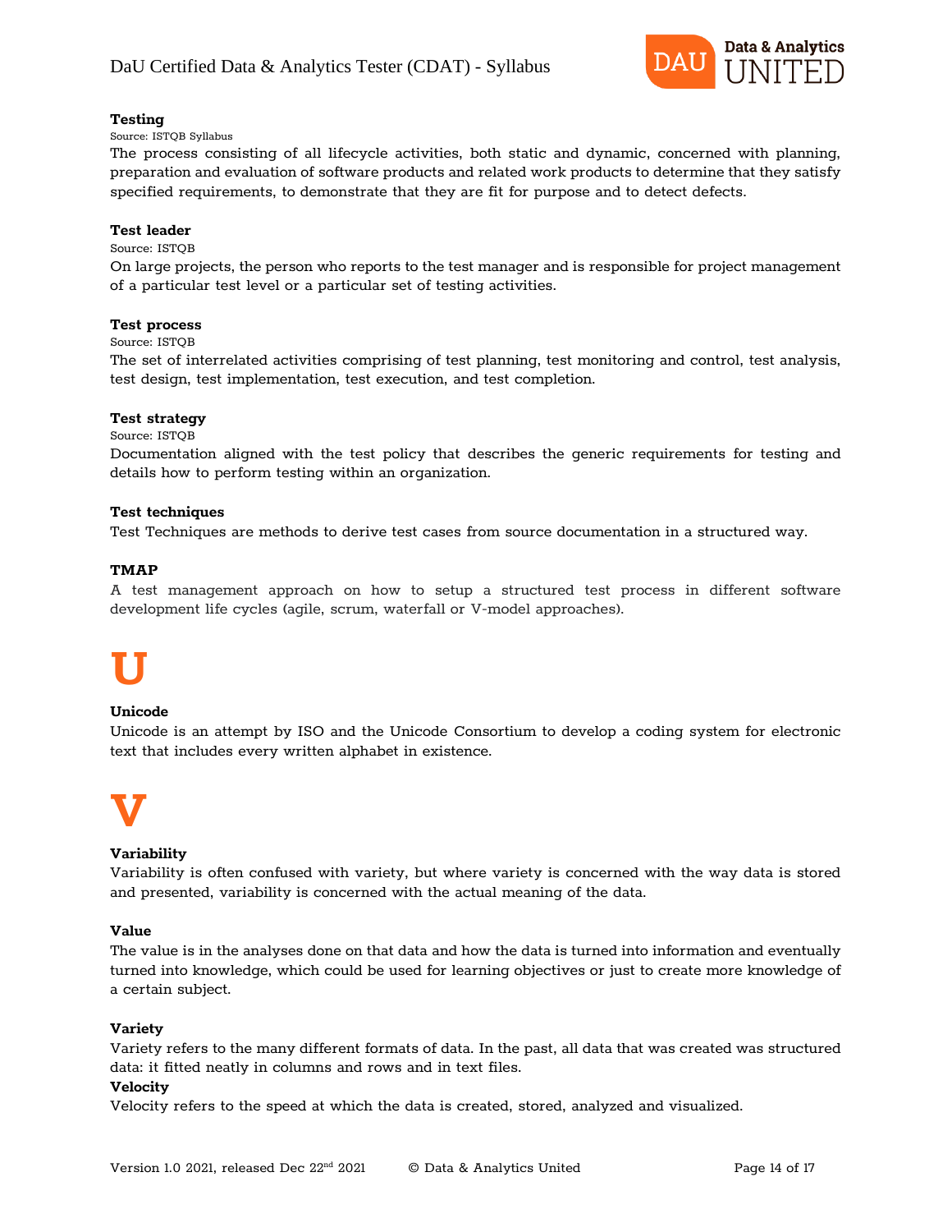**Testing**

Source: ISTQB Syllabus

The process consisting of all lifecycle activities, both static and dynamic, concerned with planning, preparation and evaluation of software products and related work products to determine that they satisfy specified requirements, to demonstrate that they are fit for purpose and to detect defects.

**Test leader**

Source: ISTQB

On large projects, the person who reports to the test manager and is responsible for project management of a particular test level or a particular set of testing activities.

**Test process**

Source: ISTQB

The set of interrelated activities comprising of test planning, test monitoring and control, test analysis, test design, test implementation, test execution, and test completion.

**Test strategy**

Source: ISTQB

Documentation aligned with the test policy that describes the generic requirements for testing and details how to perform testing within an organization.

**Test techniques**

Test Techniques are methods to derive test cases from source documentation in a structured way.

**TMAP**

A test management approach on how to setup a structured test process in different software development life cycles (agile, scrum, waterfall or V-model approaches).

# U

**Unicode**

Unicode is an attempt by ISO and the Unicode Consortium to develop a coding system for electronic text that includes every written alphabet in existence.

# V

**Variability**

Variability is often confused with variety, but where variety is concerned with the way data is stored and presented, variability is concerned with the actual meaning of the data.

**Value**

The value is in the analyses done on that data and how the data is turned into information and eventually turned into knowledge, which could be used for learning objectives or just to create more knowledge of a certain subject.

**Variety**

Variety refers to the many different formats of data. In the past, all data that was created was structured data: it fitted neatly in columns and rows and in text files.

**Velocity**

Velocity refers to the speed at which the data is created, stored, analyzed and visualized.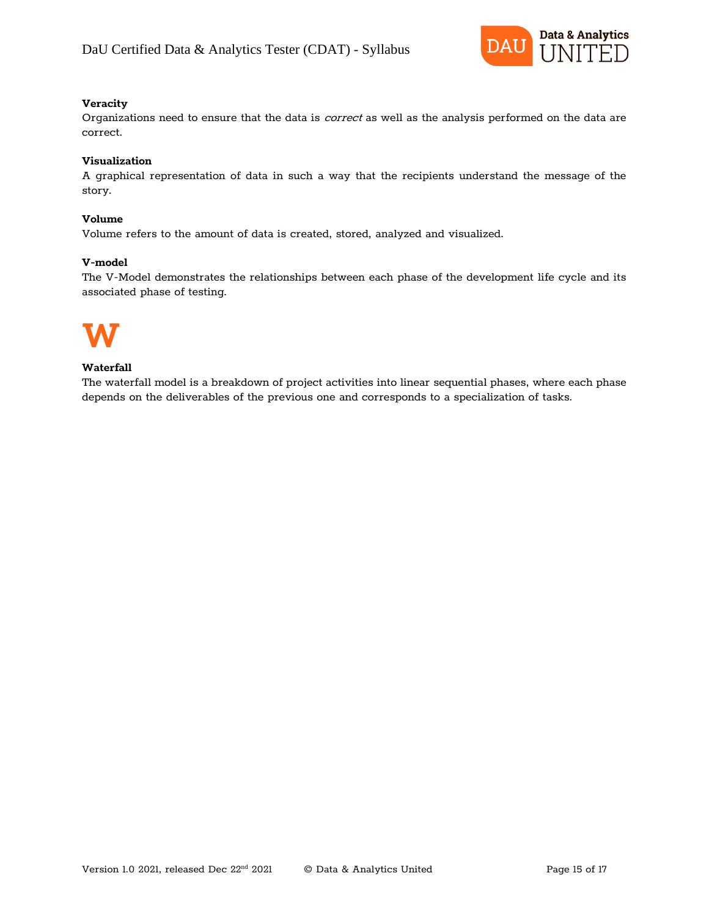**Veracity**
Organizations need to ensure that the data is *correct* as well as the analysis performed on the data are correct.

**Visualization**
A graphical representation of data in such a way that the recipients understand the message of the story.

**Volume**
Volume refers to the amount of data is created, stored, analyzed and visualized.

**V-model**
The V-Model demonstrates the relationships between each phase of the development life cycle and its associated phase of testing.

# W

**Waterfall**
The waterfall model is a breakdown of project activities into linear sequential phases, where each phase depends on the deliverables of the previous one and corresponds to a specialization of tasks.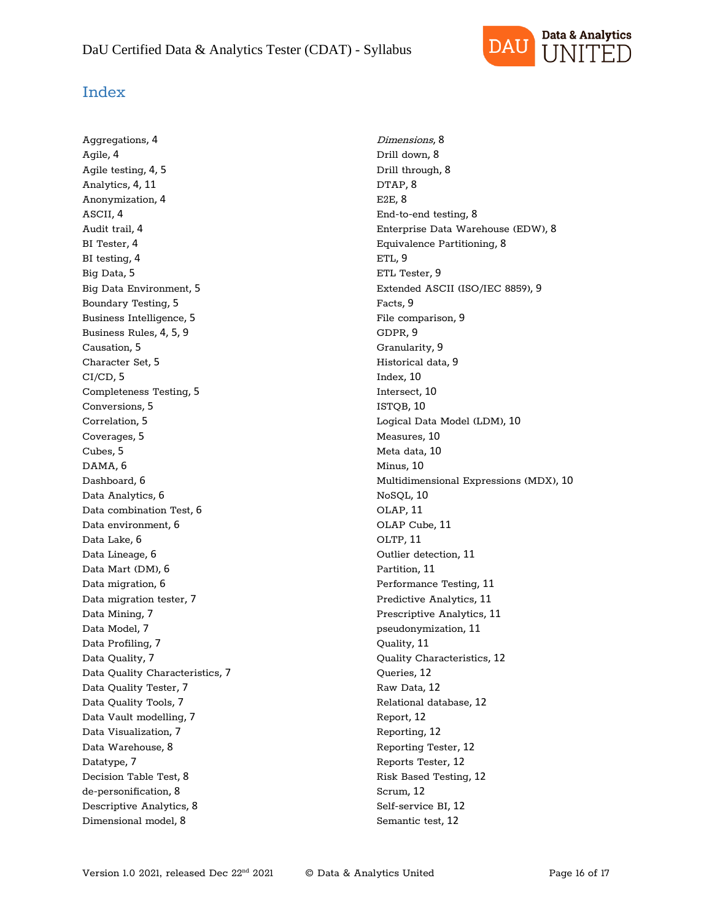# Index

Aggregations, 4
Agile, 4
Agile testing, 4, 5
Analytics, 4, 11
Anonymization, 4
ASCII, 4
Audit trail, 4
BI Tester, 4
BI testing, 4
Big Data, 5
Big Data Environment, 5
Boundary Testing, 5
Business Intelligence, 5
Business Rules, 4, 5, 9
Causation, 5
Character Set, 5
CI/CD, 5
Completeness Testing, 5
Conversions, 5
Correlation, 5
Coverages, 5
Cubes, 5
DAMA, 6
Dashboard, 6
Data Analytics, 6
Data combination Test, 6
Data environment, 6
Data Lake, 6
Data Lineage, 6
Data Mart (DM), 6
Data migration, 6
Data migration tester, 7
Data Mining, 7
Data Model, 7
Data Profiling, 7
Data Quality, 7
Data Quality Characteristics, 7
Data Quality Tester, 7
Data Quality Tools, 7
Data Vault modelling, 7
Data Visualization, 7
Data Warehouse, 8
Datatype, 7
Decision Table Test, 8
de-personification, 8
Descriptive Analytics, 8
Dimensional model, 8
*Dimensions*, 8
Drill down, 8
Drill through, 8
DTAP, 8
E2E, 8
End-to-end testing, 8
Enterprise Data Warehouse (EDW), 8
Equivalence Partitioning, 8
ETL, 9
ETL Tester, 9
Extended ASCII (ISO/IEC 8859), 9
Facts, 9
File comparison, 9
GDPR, 9
Granularity, 9
Historical data, 9
Index, 10
Intersect, 10
ISTQB, 10
Logical Data Model (LDM), 10
Measures, 10
Meta data, 10
Minus, 10
Multidimensional Expressions (MDX), 10
NoSQL, 10
OLAP, 11
OLAP Cube, 11
OLTP, 11
Outlier detection, 11
Partition, 11
Performance Testing, 11
Predictive Analytics, 11
Prescriptive Analytics, 11
pseudonymization, 11
Quality, 11
Quality Characteristics, 12
Queries, 12
Raw Data, 12
Relational database, 12
Report, 12
Reporting, 12
Reporting Tester, 12
Reports Tester, 12
Risk Based Testing, 12
Scrum, 12
Self-service BI, 12
Semantic test, 12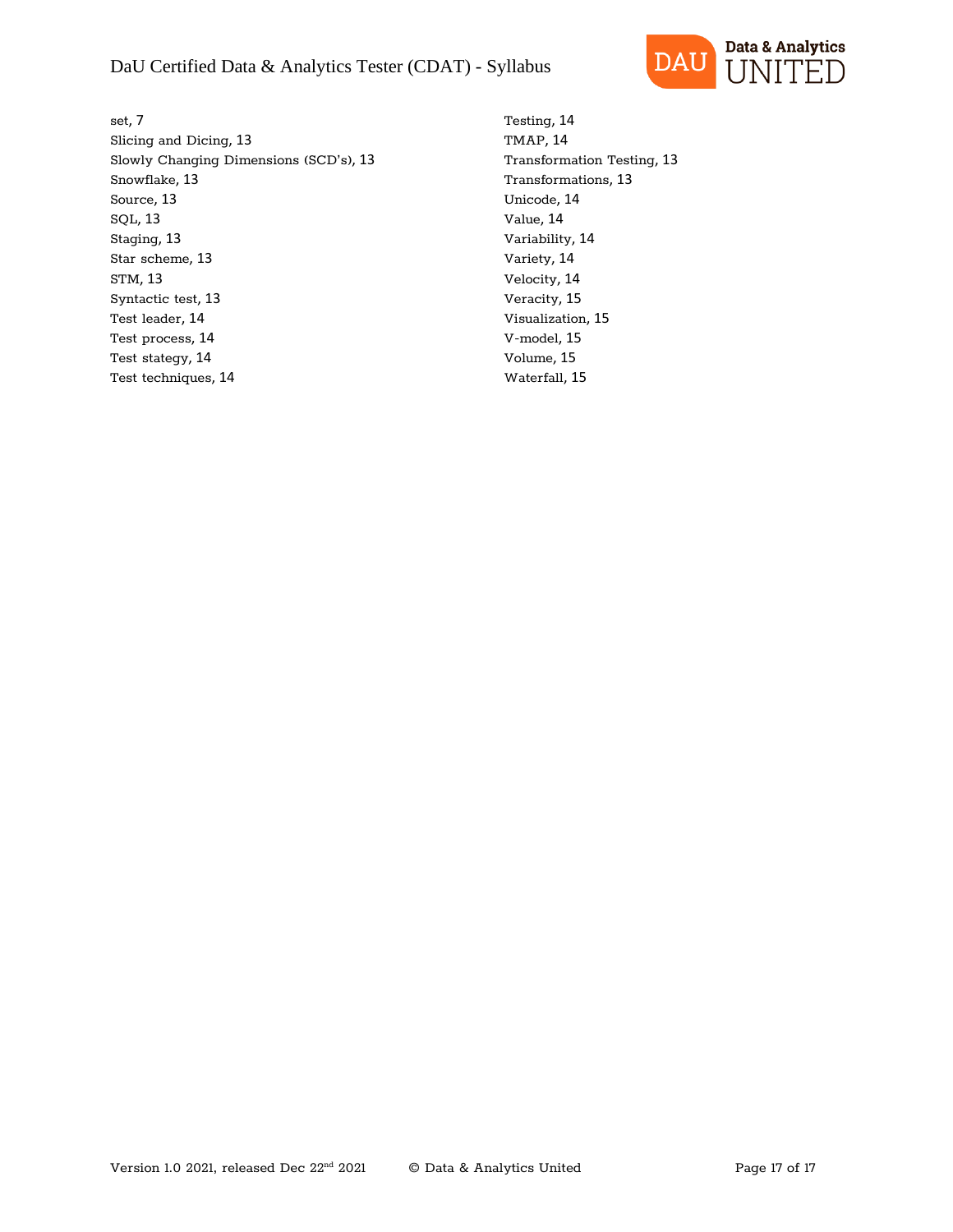set, 7
Slicing and Dicing, 13
Slowly Changing Dimensions (SCD's), 13
Snowflake, 13
Source, 13
SQL, 13
Staging, 13
Star scheme, 13
STM, 13
Syntactic test, 13
Test leader, 14
Test process, 14
Test stategy, 14
Test techniques, 14
Testing, 14
TMAP, 14
Transformation Testing, 13
Transformations, 13
Unicode, 14
Value, 14
Variability, 14
Variety, 14
Velocity, 14
Veracity, 15
Visualization, 15
V-model, 15
Volume, 15
Waterfall, 15